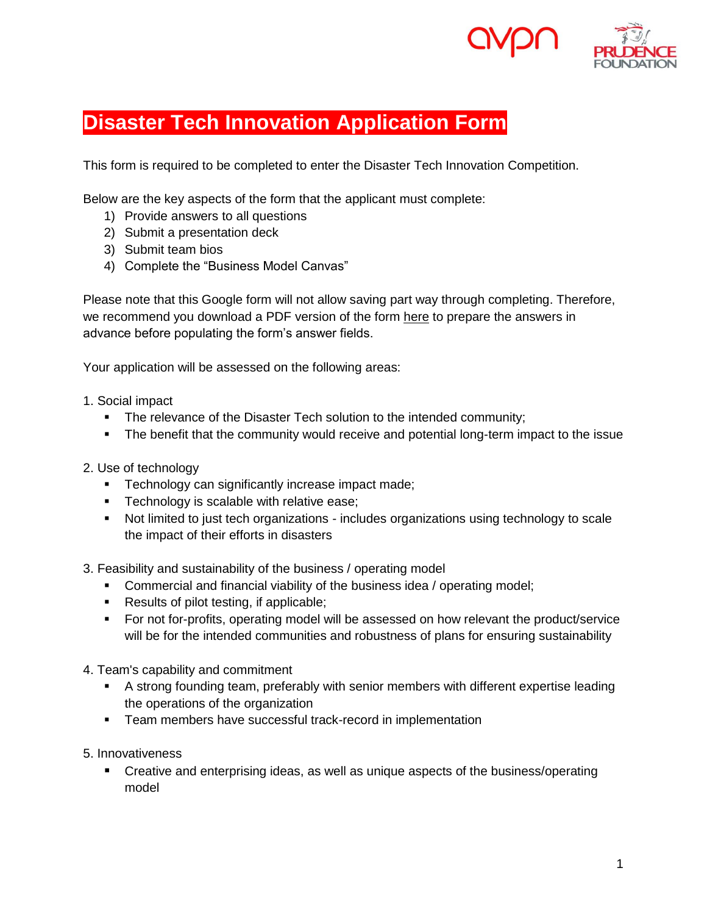# Disaster Tech Innovation Application Form

This form is required to be completed to enter the Disaster Tech Innovation Competition.

Below are the key aspects of the form that the applicant must complete:

1) Provide answers to all questions
2) Submit a presentation deck
3) Submit team bios
4) Complete the "Business Model Canvas"

Please note that this Google form will not allow saving part way through completing. Therefore, we recommend you download a PDF version of the form here to prepare the answers in advance before populating the form's answer fields.

Your application will be assessed on the following areas:

1. Social impact
   - The relevance of the Disaster Tech solution to the intended community;
   - The benefit that the community would receive and potential long-term impact to the issue

2. Use of technology
   - Technology can significantly increase impact made;
   - Technology is scalable with relative ease;
   - Not limited to just tech organizations - includes organizations using technology to scale the impact of their efforts in disasters

3. Feasibility and sustainability of the business / operating model
   - Commercial and financial viability of the business idea / operating model;
   - Results of pilot testing, if applicable;
   - For not for-profits, operating model will be assessed on how relevant the product/service will be for the intended communities and robustness of plans for ensuring sustainability

4. Team's capability and commitment
   - A strong founding team, preferably with senior members with different expertise leading the operations of the organization
   - Team members have successful track-record in implementation

5. Innovativeness
   - Creative and enterprising ideas, as well as unique aspects of the business/operating model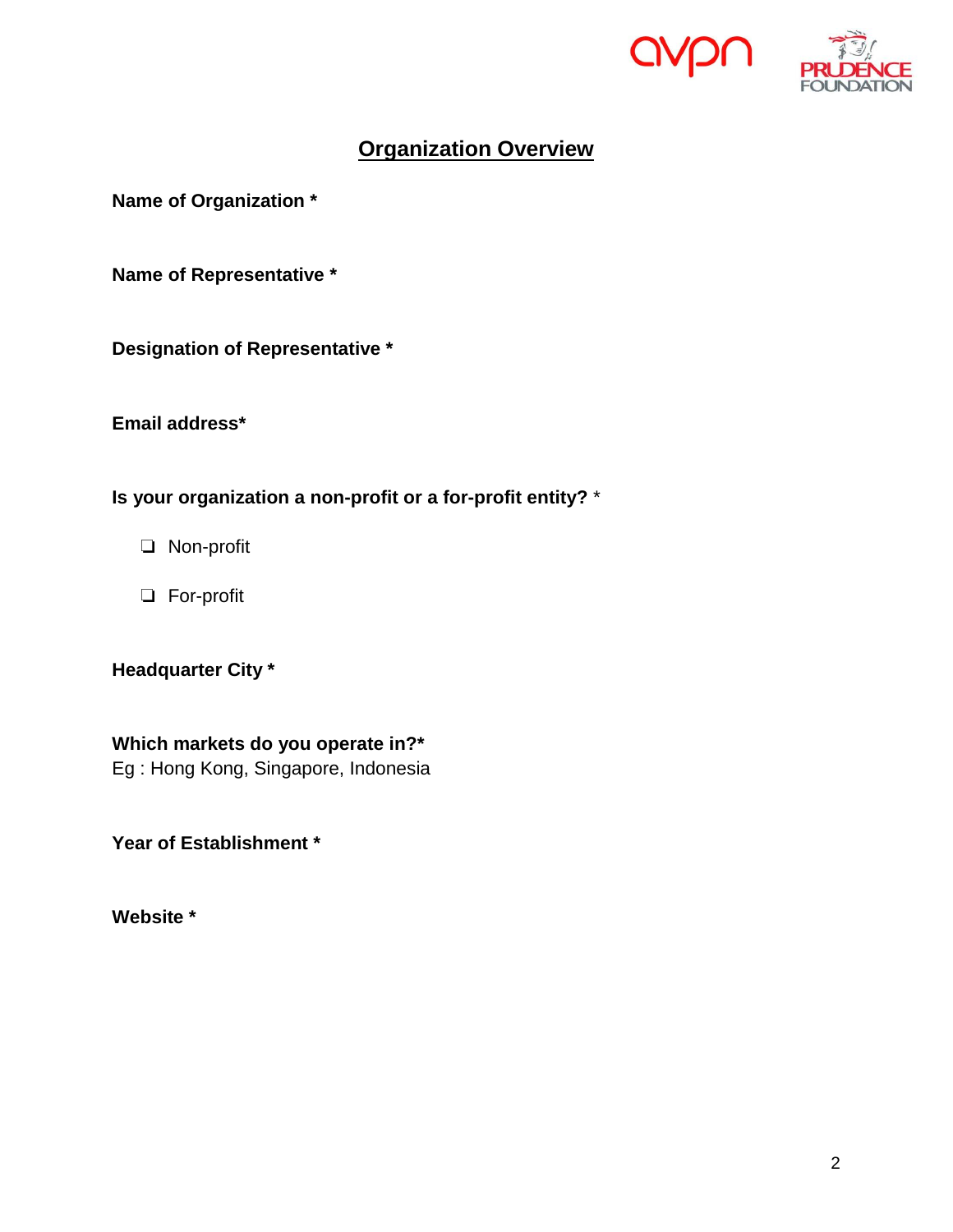## Organization Overview

**Name of Organization \***

**Name of Representative \***

**Designation of Representative \***

**Email address\***

**Is your organization a non-profit or a for-profit entity?** *

- ❏ Non-profit
- ❏ For-profit

**Headquarter City \***

**Which markets do you operate in?\***
Eg : Hong Kong, Singapore, Indonesia

**Year of Establishment \***

**Website \***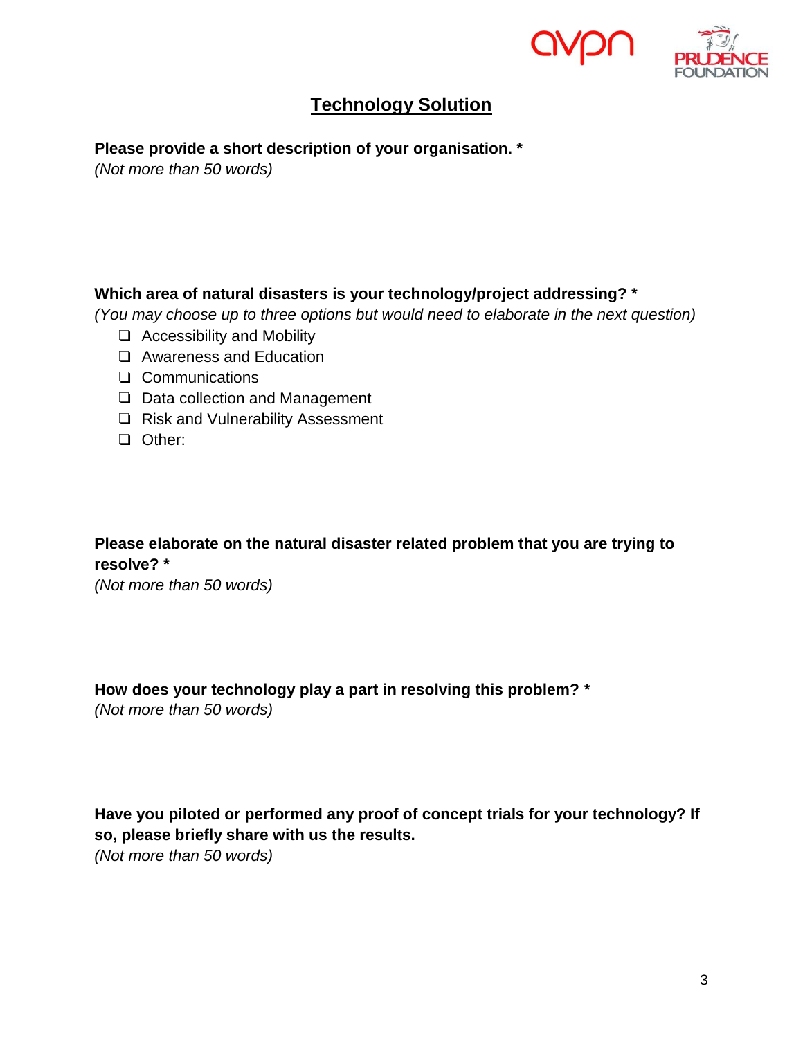## Technology Solution

**Please provide a short description of your organisation. ***
*(Not more than 50 words)*

**Which area of natural disasters is your technology/project addressing? ***
*(You may choose up to three options but would need to elaborate in the next question)*

- ❏ Accessibility and Mobility
- ❏ Awareness and Education
- ❏ Communications
- ❏ Data collection and Management
- ❏ Risk and Vulnerability Assessment
- ❏ Other:

**Please elaborate on the natural disaster related problem that you are trying to resolve? ***
*(Not more than 50 words)*

**How does your technology play a part in resolving this problem? ***
*(Not more than 50 words)*

**Have you piloted or performed any proof of concept trials for your technology? If so, please briefly share with us the results.**
*(Not more than 50 words)*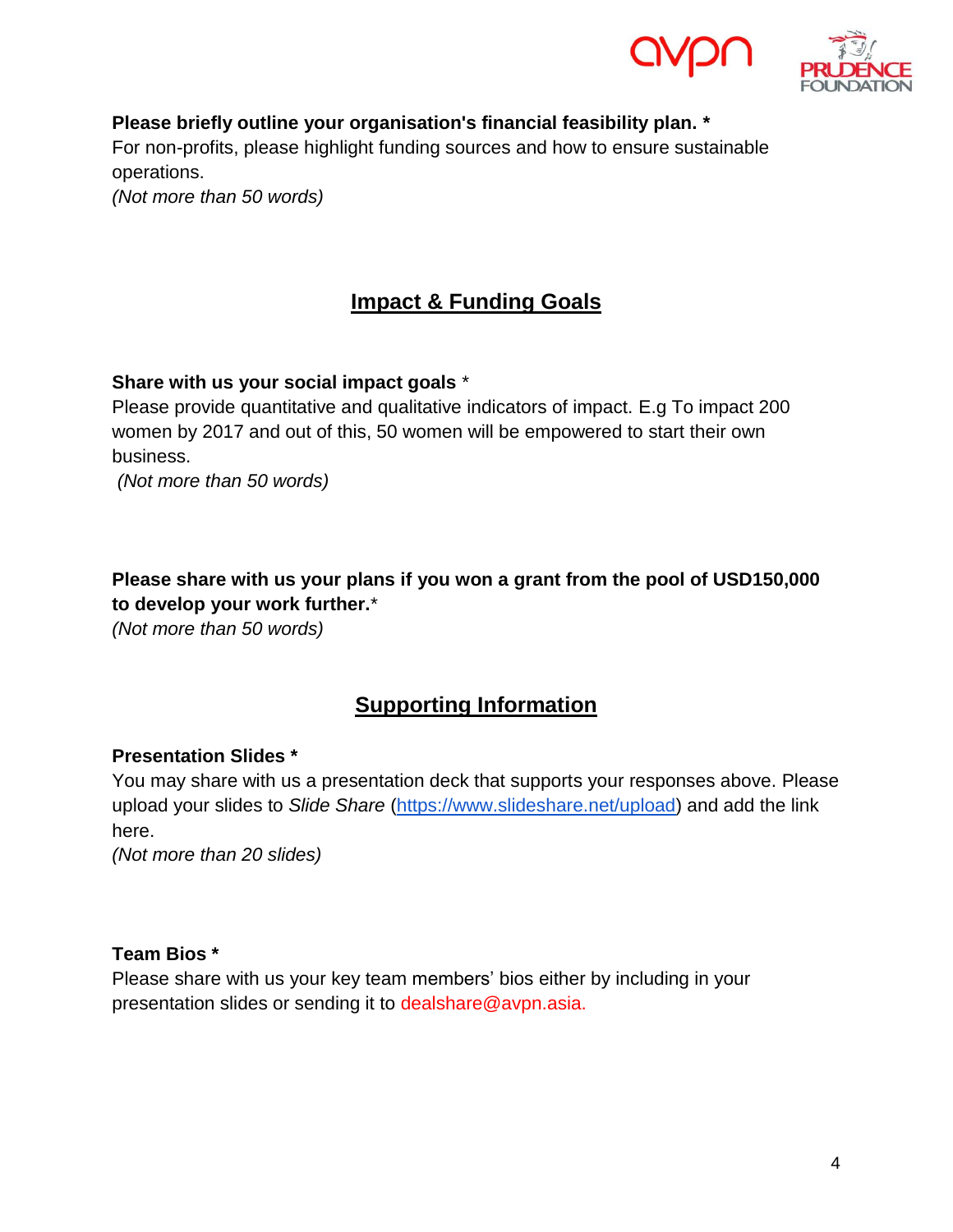**Please briefly outline your organisation's financial feasibility plan. ***
For non-profits, please highlight funding sources and how to ensure sustainable operations.
*(Not more than 50 words)*

## Impact & Funding Goals

**Share with us your social impact goals** *
Please provide quantitative and qualitative indicators of impact. E.g To impact 200 women by 2017 and out of this, 50 women will be empowered to start their own business.
*(Not more than 50 words)*

**Please share with us your plans if you won a grant from the pool of USD150,000 to develop your work further.***
*(Not more than 50 words)*

## Supporting Information

**Presentation Slides ***
You may share with us a presentation deck that supports your responses above. Please upload your slides to *Slide Share* ([https://www.slideshare.net/upload](https://www.slideshare.net/upload)) and add the link here.
*(Not more than 20 slides)*

**Team Bios ***
Please share with us your key team members' bios either by including in your presentation slides or sending it to dealshare@avpn.asia.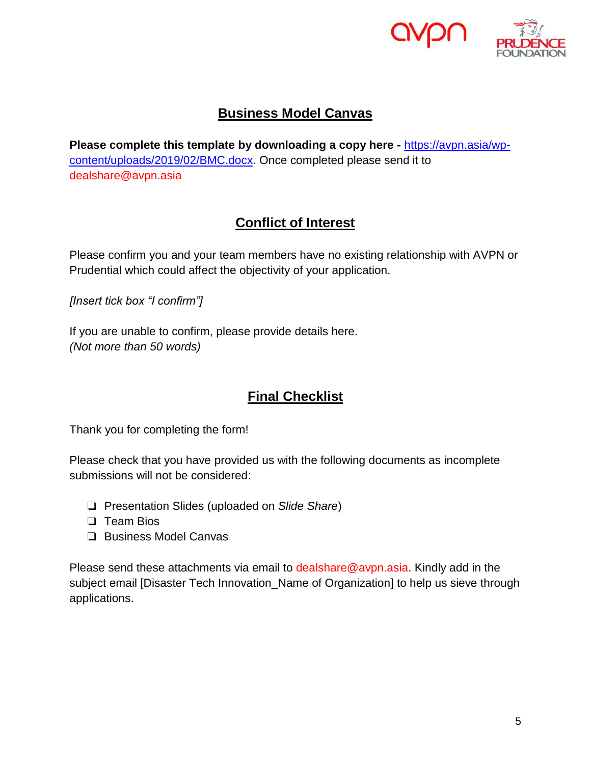## Business Model Canvas

**Please complete this template by downloading a copy here -** https://avpn.asia/wp-content/uploads/2019/02/BMC.docx. Once completed please send it to dealshare@avpn.asia

## Conflict of Interest

Please confirm you and your team members have no existing relationship with AVPN or Prudential which could affect the objectivity of your application.

*[Insert tick box "I confirm"]*

If you are unable to confirm, please provide details here.
*(Not more than 50 words)*

## Final Checklist

Thank you for completing the form!

Please check that you have provided us with the following documents as incomplete submissions will not be considered:

- ❏ Presentation Slides (uploaded on *Slide Share*)
- ❏ Team Bios
- ❏ Business Model Canvas

Please send these attachments via email to dealshare@avpn.asia. Kindly add in the subject email [Disaster Tech Innovation_Name of Organization] to help us sieve through applications.